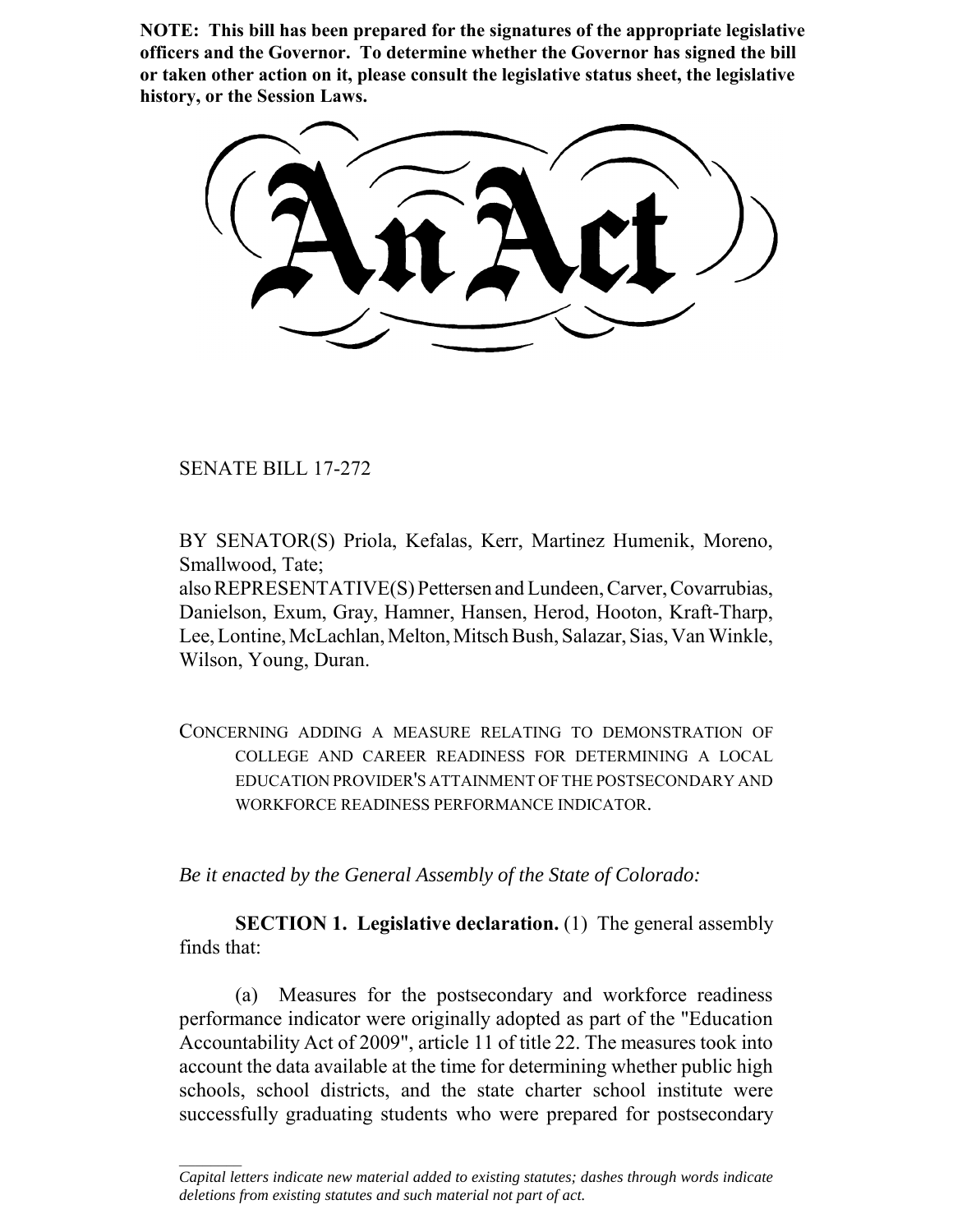**NOTE: This bill has been prepared for the signatures of the appropriate legislative officers and the Governor. To determine whether the Governor has signed the bill or taken other action on it, please consult the legislative status sheet, the legislative history, or the Session Laws.**

# An Act

SENATE BILL 17-272

BY SENATOR(S) Priola, Kefalas, Kerr, Martinez Humenik, Moreno, Smallwood, Tate;
also REPRESENTATIVE(S) Pettersen and Lundeen, Carver, Covarrubias, Danielson, Exum, Gray, Hamner, Hansen, Herod, Hooton, Kraft-Tharp, Lee, Lontine, McLachlan, Melton, Mitsch Bush, Salazar, Sias, Van Winkle, Wilson, Young, Duran.

CONCERNING ADDING A MEASURE RELATING TO DEMONSTRATION OF COLLEGE AND CAREER READINESS FOR DETERMINING A LOCAL EDUCATION PROVIDER'S ATTAINMENT OF THE POSTSECONDARY AND WORKFORCE READINESS PERFORMANCE INDICATOR.

*Be it enacted by the General Assembly of the State of Colorado:*

**SECTION 1. Legislative declaration.** (1) The general assembly finds that:

(a) Measures for the postsecondary and workforce readiness performance indicator were originally adopted as part of the "Education Accountability Act of 2009", article 11 of title 22. The measures took into account the data available at the time for determining whether public high schools, school districts, and the state charter school institute were successfully graduating students who were prepared for postsecondary

---

*Capital letters indicate new material added to existing statutes; dashes through words indicate deletions from existing statutes and such material not part of act.*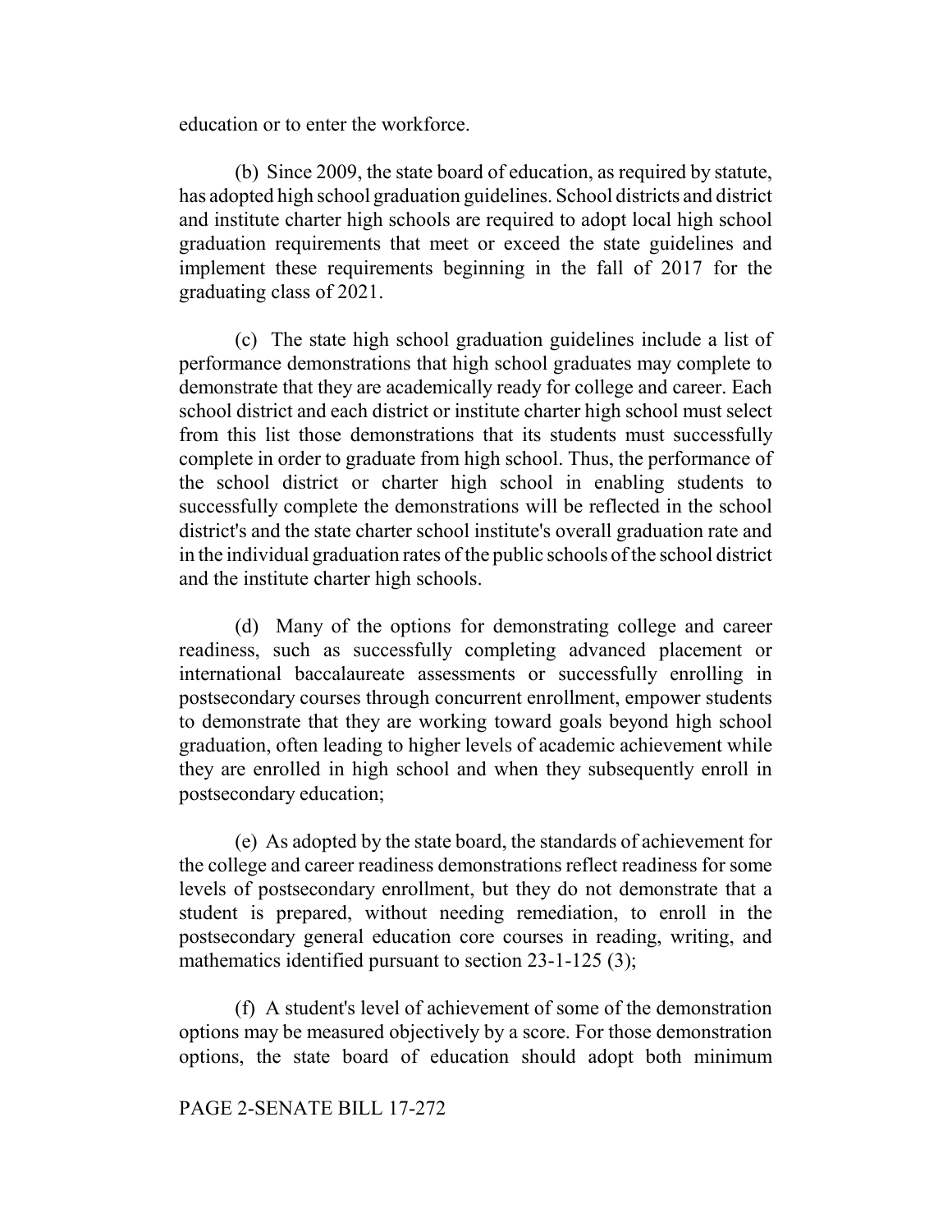education or to enter the workforce.

(b) Since 2009, the state board of education, as required by statute, has adopted high school graduation guidelines. School districts and district and institute charter high schools are required to adopt local high school graduation requirements that meet or exceed the state guidelines and implement these requirements beginning in the fall of 2017 for the graduating class of 2021.

(c) The state high school graduation guidelines include a list of performance demonstrations that high school graduates may complete to demonstrate that they are academically ready for college and career. Each school district and each district or institute charter high school must select from this list those demonstrations that its students must successfully complete in order to graduate from high school. Thus, the performance of the school district or charter high school in enabling students to successfully complete the demonstrations will be reflected in the school district's and the state charter school institute's overall graduation rate and in the individual graduation rates of the public schools of the school district and the institute charter high schools.

(d) Many of the options for demonstrating college and career readiness, such as successfully completing advanced placement or international baccalaureate assessments or successfully enrolling in postsecondary courses through concurrent enrollment, empower students to demonstrate that they are working toward goals beyond high school graduation, often leading to higher levels of academic achievement while they are enrolled in high school and when they subsequently enroll in postsecondary education;

(e) As adopted by the state board, the standards of achievement for the college and career readiness demonstrations reflect readiness for some levels of postsecondary enrollment, but they do not demonstrate that a student is prepared, without needing remediation, to enroll in the postsecondary general education core courses in reading, writing, and mathematics identified pursuant to section 23-1-125 (3);

(f) A student's level of achievement of some of the demonstration options may be measured objectively by a score. For those demonstration options, the state board of education should adopt both minimum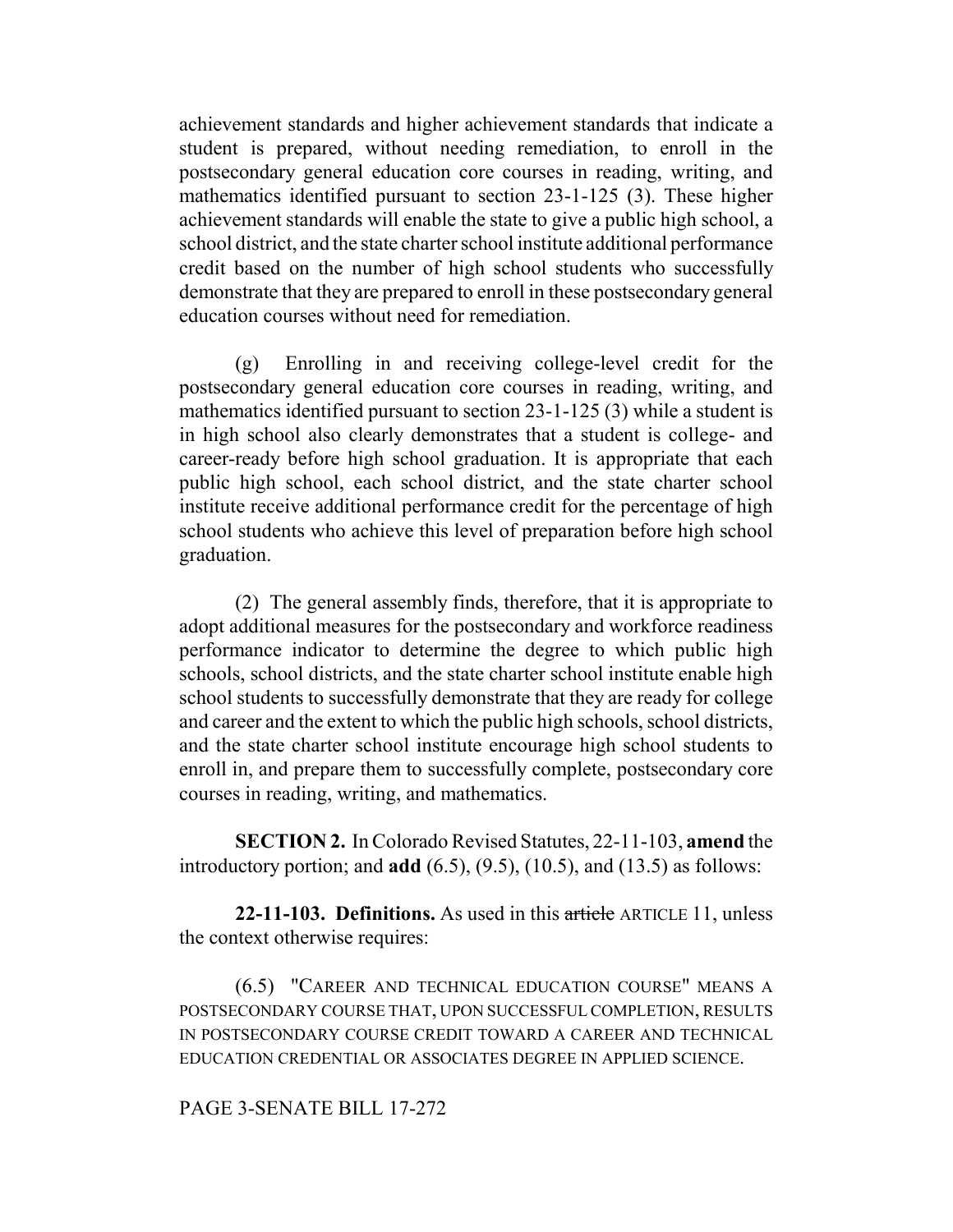achievement standards and higher achievement standards that indicate a student is prepared, without needing remediation, to enroll in the postsecondary general education core courses in reading, writing, and mathematics identified pursuant to section 23-1-125 (3). These higher achievement standards will enable the state to give a public high school, a school district, and the state charter school institute additional performance credit based on the number of high school students who successfully demonstrate that they are prepared to enroll in these postsecondary general education courses without need for remediation.

(g) Enrolling in and receiving college-level credit for the postsecondary general education core courses in reading, writing, and mathematics identified pursuant to section 23-1-125 (3) while a student is in high school also clearly demonstrates that a student is college- and career-ready before high school graduation. It is appropriate that each public high school, each school district, and the state charter school institute receive additional performance credit for the percentage of high school students who achieve this level of preparation before high school graduation.

(2) The general assembly finds, therefore, that it is appropriate to adopt additional measures for the postsecondary and workforce readiness performance indicator to determine the degree to which public high schools, school districts, and the state charter school institute enable high school students to successfully demonstrate that they are ready for college and career and the extent to which the public high schools, school districts, and the state charter school institute encourage high school students to enroll in, and prepare them to successfully complete, postsecondary core courses in reading, writing, and mathematics.

**SECTION 2.** In Colorado Revised Statutes, 22-11-103, **amend** the introductory portion; and **add** (6.5), (9.5), (10.5), and (13.5) as follows:

**22-11-103. Definitions.** As used in this ~~article~~ ARTICLE 11, unless the context otherwise requires:

(6.5) "CAREER AND TECHNICAL EDUCATION COURSE" MEANS A POSTSECONDARY COURSE THAT, UPON SUCCESSFUL COMPLETION, RESULTS IN POSTSECONDARY COURSE CREDIT TOWARD A CAREER AND TECHNICAL EDUCATION CREDENTIAL OR ASSOCIATES DEGREE IN APPLIED SCIENCE.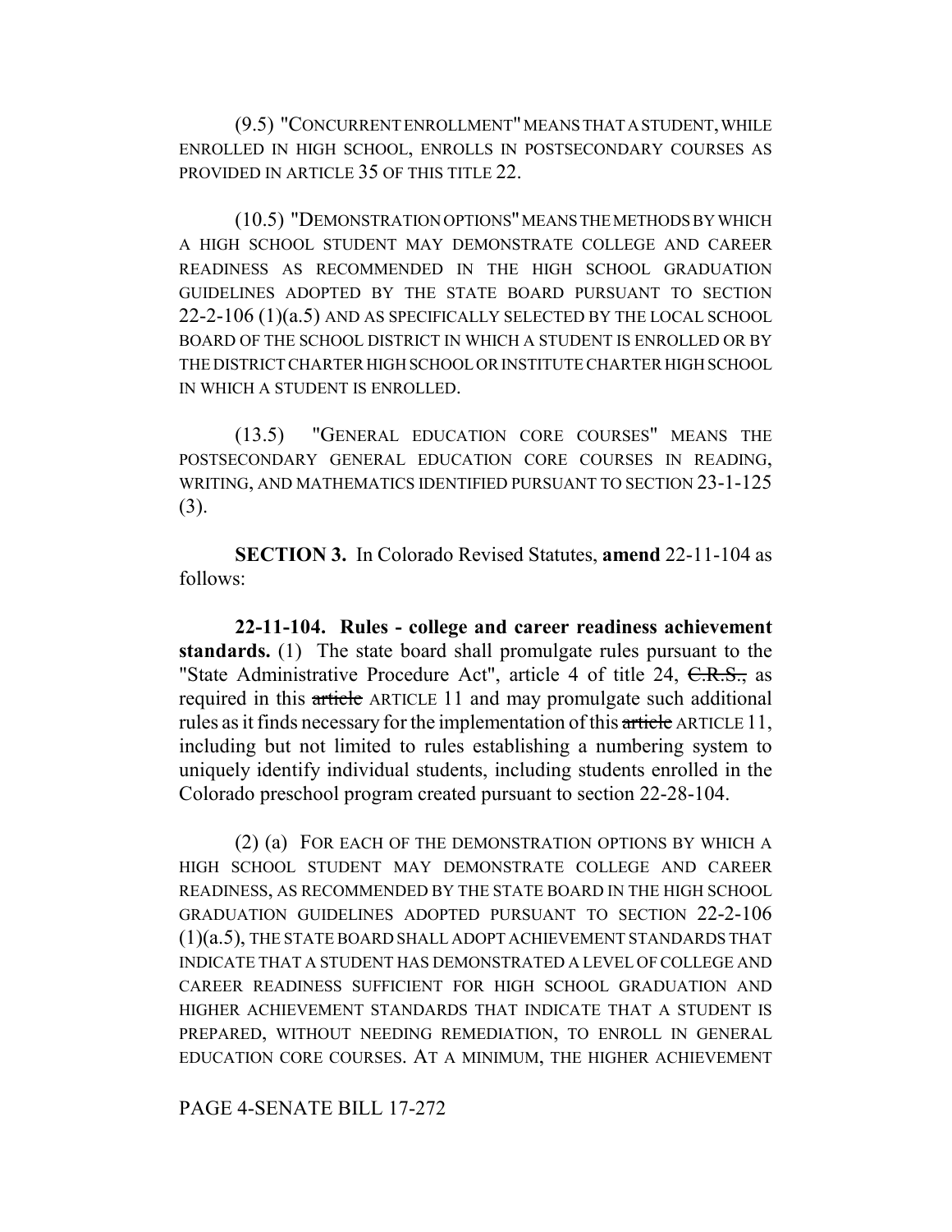(9.5) "CONCURRENT ENROLLMENT" MEANS THAT A STUDENT, WHILE ENROLLED IN HIGH SCHOOL, ENROLLS IN POSTSECONDARY COURSES AS PROVIDED IN ARTICLE 35 OF THIS TITLE 22.

(10.5) "DEMONSTRATION OPTIONS" MEANS THE METHODS BY WHICH A HIGH SCHOOL STUDENT MAY DEMONSTRATE COLLEGE AND CAREER READINESS AS RECOMMENDED IN THE HIGH SCHOOL GRADUATION GUIDELINES ADOPTED BY THE STATE BOARD PURSUANT TO SECTION 22-2-106 (1)(a.5) AND AS SPECIFICALLY SELECTED BY THE LOCAL SCHOOL BOARD OF THE SCHOOL DISTRICT IN WHICH A STUDENT IS ENROLLED OR BY THE DISTRICT CHARTER HIGH SCHOOL OR INSTITUTE CHARTER HIGH SCHOOL IN WHICH A STUDENT IS ENROLLED.

(13.5) "GENERAL EDUCATION CORE COURSES" MEANS THE POSTSECONDARY GENERAL EDUCATION CORE COURSES IN READING, WRITING, AND MATHEMATICS IDENTIFIED PURSUANT TO SECTION 23-1-125 (3).

**SECTION 3.** In Colorado Revised Statutes, **amend** 22-11-104 as follows:

**22-11-104. Rules - college and career readiness achievement standards.** (1) The state board shall promulgate rules pursuant to the "State Administrative Procedure Act", article 4 of title 24, ~~C.R.S.,~~ as required in this ~~article~~ ARTICLE 11 and may promulgate such additional rules as it finds necessary for the implementation of this ~~article~~ ARTICLE 11, including but not limited to rules establishing a numbering system to uniquely identify individual students, including students enrolled in the Colorado preschool program created pursuant to section 22-28-104.

(2) (a) FOR EACH OF THE DEMONSTRATION OPTIONS BY WHICH A HIGH SCHOOL STUDENT MAY DEMONSTRATE COLLEGE AND CAREER READINESS, AS RECOMMENDED BY THE STATE BOARD IN THE HIGH SCHOOL GRADUATION GUIDELINES ADOPTED PURSUANT TO SECTION 22-2-106 (1)(a.5), THE STATE BOARD SHALL ADOPT ACHIEVEMENT STANDARDS THAT INDICATE THAT A STUDENT HAS DEMONSTRATED A LEVEL OF COLLEGE AND CAREER READINESS SUFFICIENT FOR HIGH SCHOOL GRADUATION AND HIGHER ACHIEVEMENT STANDARDS THAT INDICATE THAT A STUDENT IS PREPARED, WITHOUT NEEDING REMEDIATION, TO ENROLL IN GENERAL EDUCATION CORE COURSES. AT A MINIMUM, THE HIGHER ACHIEVEMENT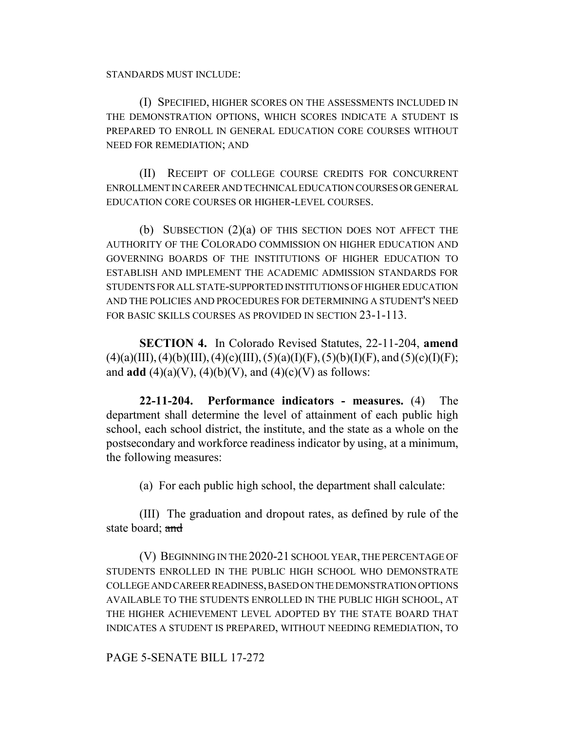STANDARDS MUST INCLUDE:

(I) SPECIFIED, HIGHER SCORES ON THE ASSESSMENTS INCLUDED IN THE DEMONSTRATION OPTIONS, WHICH SCORES INDICATE A STUDENT IS PREPARED TO ENROLL IN GENERAL EDUCATION CORE COURSES WITHOUT NEED FOR REMEDIATION; AND

(II) RECEIPT OF COLLEGE COURSE CREDITS FOR CONCURRENT ENROLLMENT IN CAREER AND TECHNICAL EDUCATION COURSES OR GENERAL EDUCATION CORE COURSES OR HIGHER-LEVEL COURSES.

(b) SUBSECTION (2)(a) OF THIS SECTION DOES NOT AFFECT THE AUTHORITY OF THE COLORADO COMMISSION ON HIGHER EDUCATION AND GOVERNING BOARDS OF THE INSTITUTIONS OF HIGHER EDUCATION TO ESTABLISH AND IMPLEMENT THE ACADEMIC ADMISSION STANDARDS FOR STUDENTS FOR ALL STATE-SUPPORTED INSTITUTIONS OF HIGHER EDUCATION AND THE POLICIES AND PROCEDURES FOR DETERMINING A STUDENT'S NEED FOR BASIC SKILLS COURSES AS PROVIDED IN SECTION 23-1-113.

**SECTION 4.** In Colorado Revised Statutes, 22-11-204, **amend** (4)(a)(III), (4)(b)(III), (4)(c)(III), (5)(a)(I)(F), (5)(b)(I)(F), and (5)(c)(I)(F); and **add** (4)(a)(V), (4)(b)(V), and (4)(c)(V) as follows:

**22-11-204. Performance indicators - measures.** (4) The department shall determine the level of attainment of each public high school, each school district, the institute, and the state as a whole on the postsecondary and workforce readiness indicator by using, at a minimum, the following measures:

(a) For each public high school, the department shall calculate:

(III) The graduation and dropout rates, as defined by rule of the state board; ~~and~~

(V) BEGINNING IN THE 2020-21 SCHOOL YEAR, THE PERCENTAGE OF STUDENTS ENROLLED IN THE PUBLIC HIGH SCHOOL WHO DEMONSTRATE COLLEGE AND CAREER READINESS, BASED ON THE DEMONSTRATION OPTIONS AVAILABLE TO THE STUDENTS ENROLLED IN THE PUBLIC HIGH SCHOOL, AT THE HIGHER ACHIEVEMENT LEVEL ADOPTED BY THE STATE BOARD THAT INDICATES A STUDENT IS PREPARED, WITHOUT NEEDING REMEDIATION, TO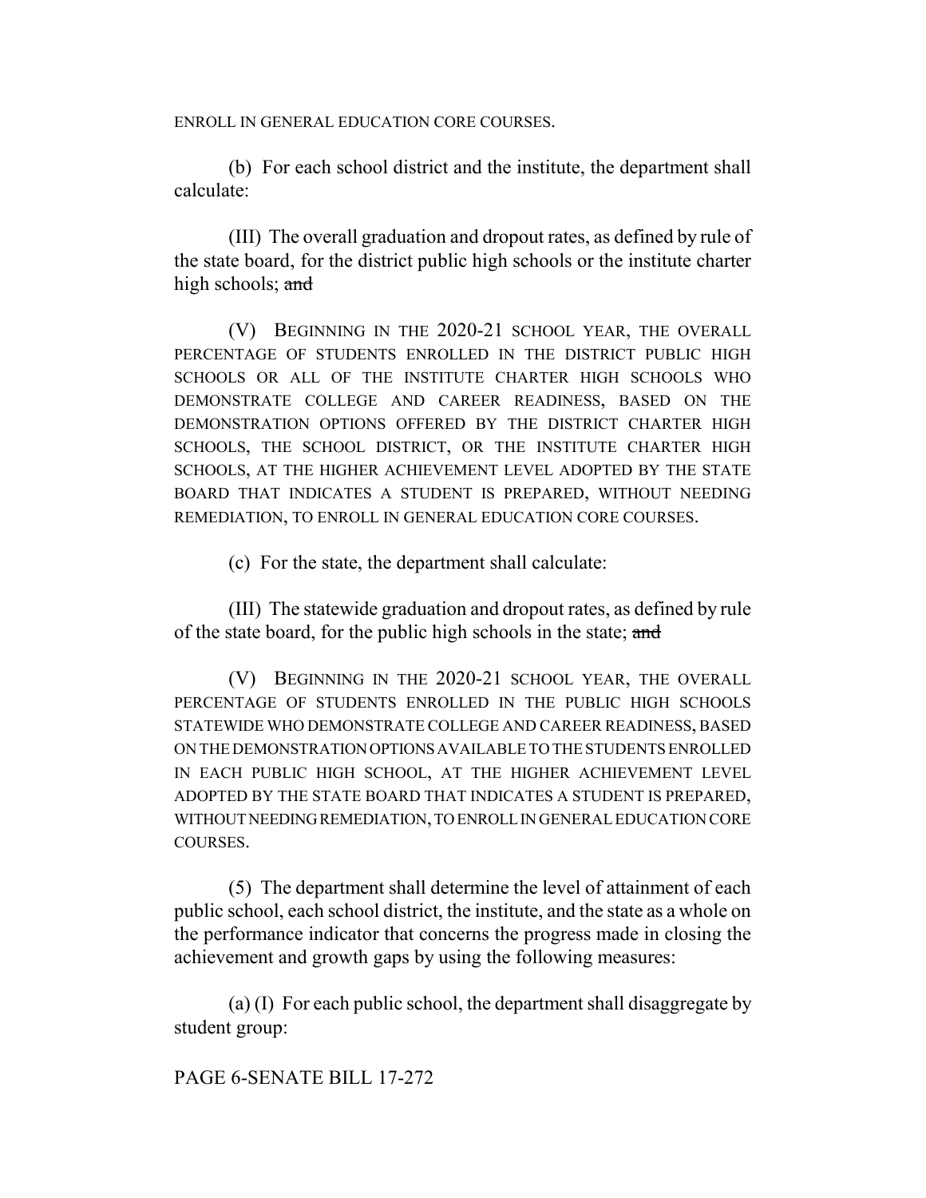ENROLL IN GENERAL EDUCATION CORE COURSES.

(b) For each school district and the institute, the department shall calculate:

(III) The overall graduation and dropout rates, as defined by rule of the state board, for the district public high schools or the institute charter high schools; ~~and~~

(V) BEGINNING IN THE 2020-21 SCHOOL YEAR, THE OVERALL PERCENTAGE OF STUDENTS ENROLLED IN THE DISTRICT PUBLIC HIGH SCHOOLS OR ALL OF THE INSTITUTE CHARTER HIGH SCHOOLS WHO DEMONSTRATE COLLEGE AND CAREER READINESS, BASED ON THE DEMONSTRATION OPTIONS OFFERED BY THE DISTRICT CHARTER HIGH SCHOOLS, THE SCHOOL DISTRICT, OR THE INSTITUTE CHARTER HIGH SCHOOLS, AT THE HIGHER ACHIEVEMENT LEVEL ADOPTED BY THE STATE BOARD THAT INDICATES A STUDENT IS PREPARED, WITHOUT NEEDING REMEDIATION, TO ENROLL IN GENERAL EDUCATION CORE COURSES.

(c) For the state, the department shall calculate:

(III) The statewide graduation and dropout rates, as defined by rule of the state board, for the public high schools in the state; ~~and~~

(V) BEGINNING IN THE 2020-21 SCHOOL YEAR, THE OVERALL PERCENTAGE OF STUDENTS ENROLLED IN THE PUBLIC HIGH SCHOOLS STATEWIDE WHO DEMONSTRATE COLLEGE AND CAREER READINESS, BASED ON THE DEMONSTRATION OPTIONS AVAILABLE TO THE STUDENTS ENROLLED IN EACH PUBLIC HIGH SCHOOL, AT THE HIGHER ACHIEVEMENT LEVEL ADOPTED BY THE STATE BOARD THAT INDICATES A STUDENT IS PREPARED, WITHOUT NEEDING REMEDIATION, TO ENROLL IN GENERAL EDUCATION CORE COURSES.

(5) The department shall determine the level of attainment of each public school, each school district, the institute, and the state as a whole on the performance indicator that concerns the progress made in closing the achievement and growth gaps by using the following measures:

(a) (I) For each public school, the department shall disaggregate by student group:

PAGE 6-SENATE BILL 17-272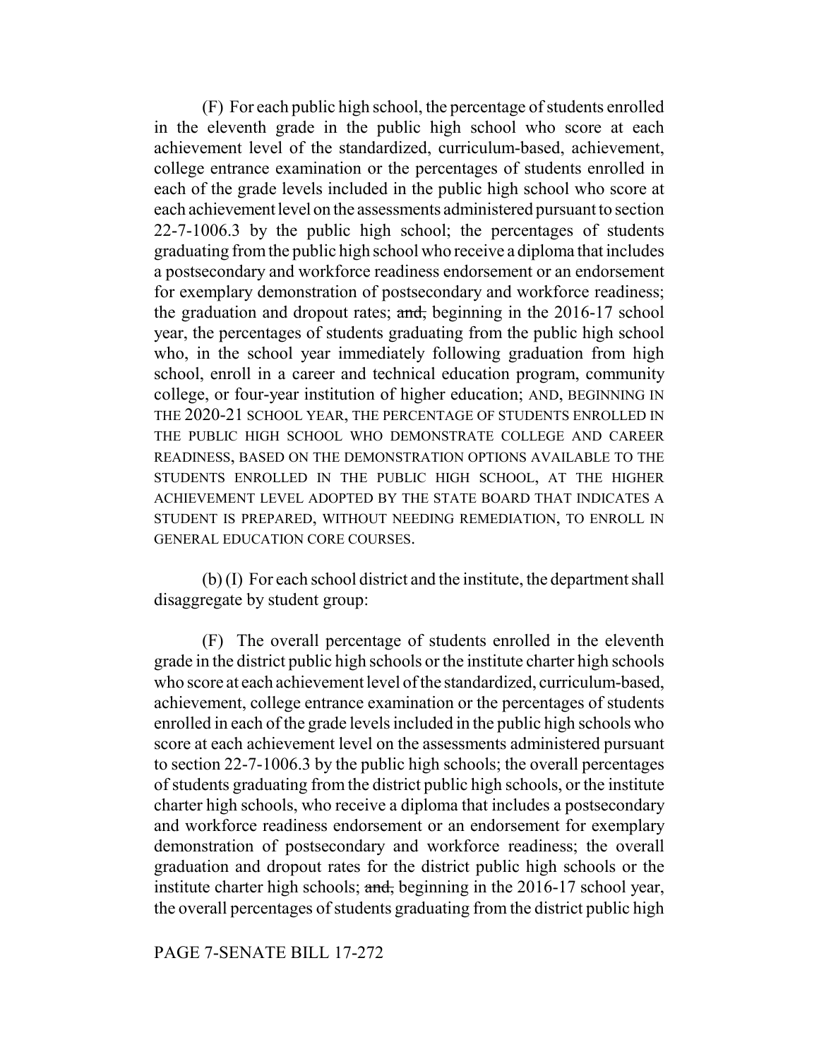(F) For each public high school, the percentage of students enrolled in the eleventh grade in the public high school who score at each achievement level of the standardized, curriculum-based, achievement, college entrance examination or the percentages of students enrolled in each of the grade levels included in the public high school who score at each achievement level on the assessments administered pursuant to section 22-7-1006.3 by the public high school; the percentages of students graduating from the public high school who receive a diploma that includes a postsecondary and workforce readiness endorsement or an endorsement for exemplary demonstration of postsecondary and workforce readiness; the graduation and dropout rates; ~~and,~~ beginning in the 2016-17 school year, the percentages of students graduating from the public high school who, in the school year immediately following graduation from high school, enroll in a career and technical education program, community college, or four-year institution of higher education; AND, BEGINNING IN THE 2020-21 SCHOOL YEAR, THE PERCENTAGE OF STUDENTS ENROLLED IN THE PUBLIC HIGH SCHOOL WHO DEMONSTRATE COLLEGE AND CAREER READINESS, BASED ON THE DEMONSTRATION OPTIONS AVAILABLE TO THE STUDENTS ENROLLED IN THE PUBLIC HIGH SCHOOL, AT THE HIGHER ACHIEVEMENT LEVEL ADOPTED BY THE STATE BOARD THAT INDICATES A STUDENT IS PREPARED, WITHOUT NEEDING REMEDIATION, TO ENROLL IN GENERAL EDUCATION CORE COURSES.

(b) (I) For each school district and the institute, the department shall disaggregate by student group:

(F) The overall percentage of students enrolled in the eleventh grade in the district public high schools or the institute charter high schools who score at each achievement level of the standardized, curriculum-based, achievement, college entrance examination or the percentages of students enrolled in each of the grade levels included in the public high schools who score at each achievement level on the assessments administered pursuant to section 22-7-1006.3 by the public high schools; the overall percentages of students graduating from the district public high schools, or the institute charter high schools, who receive a diploma that includes a postsecondary and workforce readiness endorsement or an endorsement for exemplary demonstration of postsecondary and workforce readiness; the overall graduation and dropout rates for the district public high schools or the institute charter high schools; ~~and,~~ beginning in the 2016-17 school year, the overall percentages of students graduating from the district public high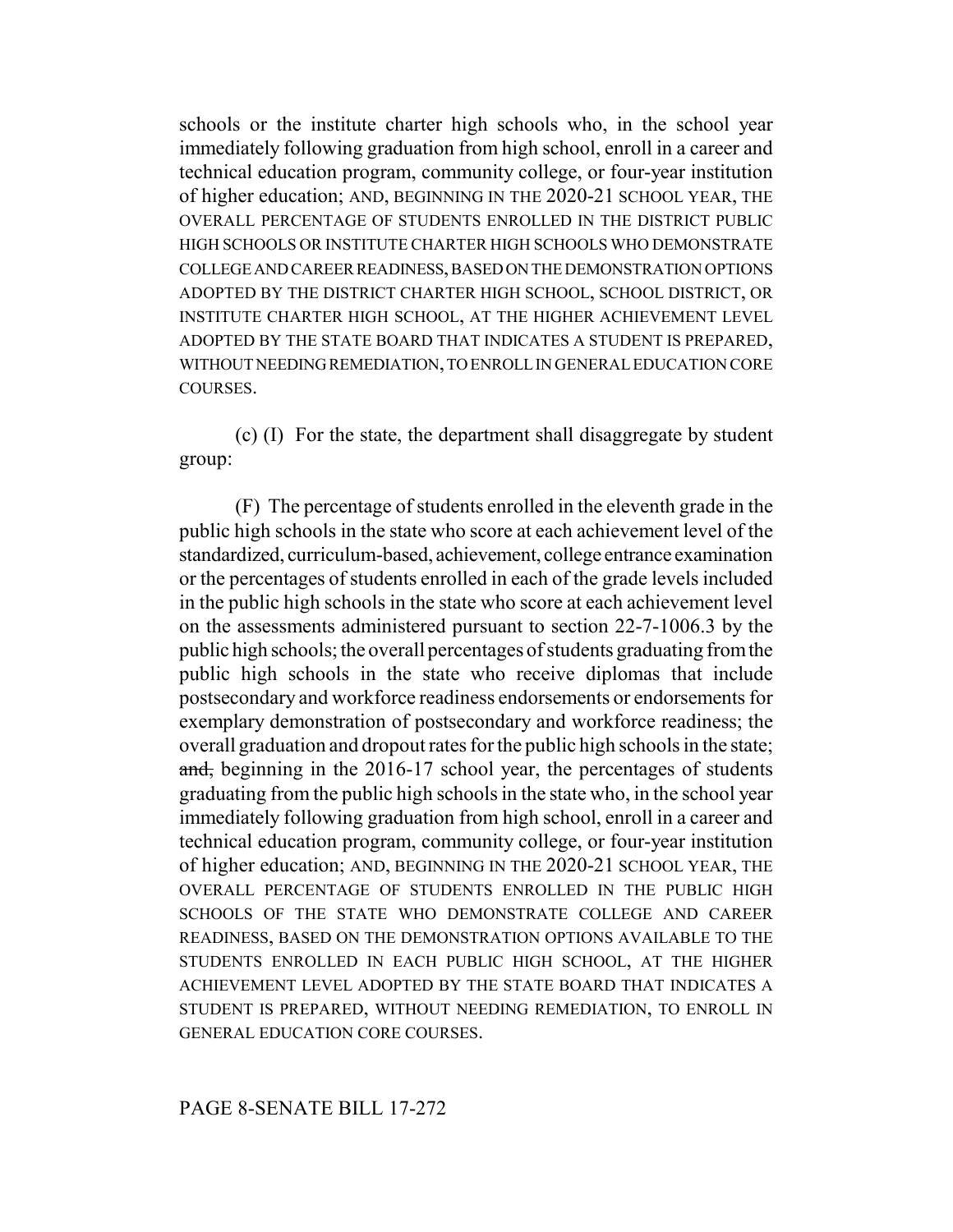schools or the institute charter high schools who, in the school year immediately following graduation from high school, enroll in a career and technical education program, community college, or four-year institution of higher education; AND, BEGINNING IN THE 2020-21 SCHOOL YEAR, THE OVERALL PERCENTAGE OF STUDENTS ENROLLED IN THE DISTRICT PUBLIC HIGH SCHOOLS OR INSTITUTE CHARTER HIGH SCHOOLS WHO DEMONSTRATE COLLEGE AND CAREER READINESS, BASED ON THE DEMONSTRATION OPTIONS ADOPTED BY THE DISTRICT CHARTER HIGH SCHOOL, SCHOOL DISTRICT, OR INSTITUTE CHARTER HIGH SCHOOL, AT THE HIGHER ACHIEVEMENT LEVEL ADOPTED BY THE STATE BOARD THAT INDICATES A STUDENT IS PREPARED, WITHOUT NEEDING REMEDIATION, TO ENROLL IN GENERAL EDUCATION CORE COURSES.

(c) (I) For the state, the department shall disaggregate by student group:

(F) The percentage of students enrolled in the eleventh grade in the public high schools in the state who score at each achievement level of the standardized, curriculum-based, achievement, college entrance examination or the percentages of students enrolled in each of the grade levels included in the public high schools in the state who score at each achievement level on the assessments administered pursuant to section 22-7-1006.3 by the public high schools; the overall percentages of students graduating from the public high schools in the state who receive diplomas that include postsecondary and workforce readiness endorsements or endorsements for exemplary demonstration of postsecondary and workforce readiness; the overall graduation and dropout rates for the public high schools in the state; ~~and,~~ beginning in the 2016-17 school year, the percentages of students graduating from the public high schools in the state who, in the school year immediately following graduation from high school, enroll in a career and technical education program, community college, or four-year institution of higher education; AND, BEGINNING IN THE 2020-21 SCHOOL YEAR, THE OVERALL PERCENTAGE OF STUDENTS ENROLLED IN THE PUBLIC HIGH SCHOOLS OF THE STATE WHO DEMONSTRATE COLLEGE AND CAREER READINESS, BASED ON THE DEMONSTRATION OPTIONS AVAILABLE TO THE STUDENTS ENROLLED IN EACH PUBLIC HIGH SCHOOL, AT THE HIGHER ACHIEVEMENT LEVEL ADOPTED BY THE STATE BOARD THAT INDICATES A STUDENT IS PREPARED, WITHOUT NEEDING REMEDIATION, TO ENROLL IN GENERAL EDUCATION CORE COURSES.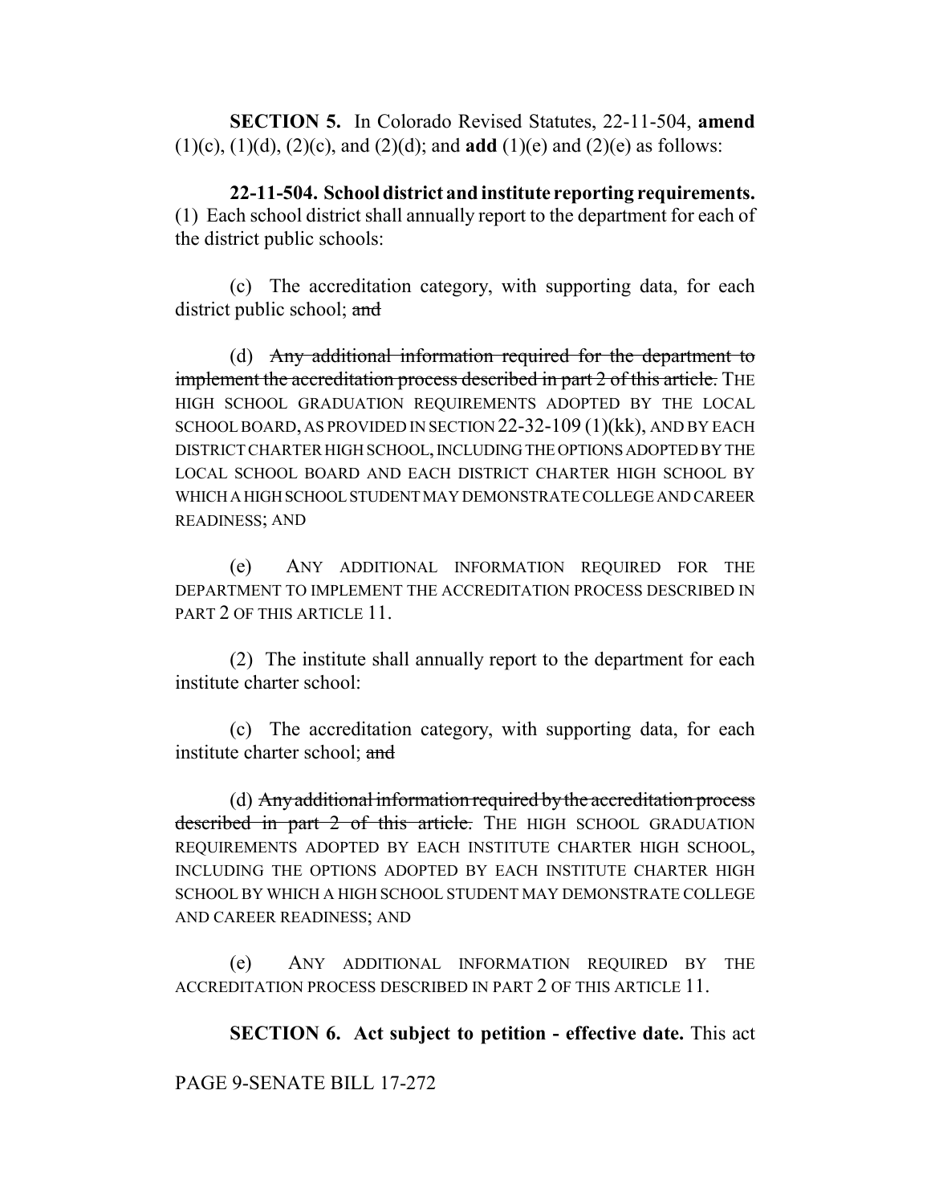**SECTION 5.** In Colorado Revised Statutes, 22-11-504, **amend** (1)(c), (1)(d), (2)(c), and (2)(d); and **add** (1)(e) and (2)(e) as follows:

**22-11-504. School district and institute reporting requirements.** (1) Each school district shall annually report to the department for each of the district public schools:

(c) The accreditation category, with supporting data, for each district public school; ~~and~~

(d) ~~Any additional information required for the department to implement the accreditation process described in part 2 of this article.~~ THE HIGH SCHOOL GRADUATION REQUIREMENTS ADOPTED BY THE LOCAL SCHOOL BOARD, AS PROVIDED IN SECTION 22-32-109 (1)(kk), AND BY EACH DISTRICT CHARTER HIGH SCHOOL, INCLUDING THE OPTIONS ADOPTED BY THE LOCAL SCHOOL BOARD AND EACH DISTRICT CHARTER HIGH SCHOOL BY WHICH A HIGH SCHOOL STUDENT MAY DEMONSTRATE COLLEGE AND CAREER READINESS; AND

(e) ANY ADDITIONAL INFORMATION REQUIRED FOR THE DEPARTMENT TO IMPLEMENT THE ACCREDITATION PROCESS DESCRIBED IN PART 2 OF THIS ARTICLE 11.

(2) The institute shall annually report to the department for each institute charter school:

(c) The accreditation category, with supporting data, for each institute charter school; ~~and~~

(d) ~~Any additional information required by the accreditation process described in part 2 of this article.~~ THE HIGH SCHOOL GRADUATION REQUIREMENTS ADOPTED BY EACH INSTITUTE CHARTER HIGH SCHOOL, INCLUDING THE OPTIONS ADOPTED BY EACH INSTITUTE CHARTER HIGH SCHOOL BY WHICH A HIGH SCHOOL STUDENT MAY DEMONSTRATE COLLEGE AND CAREER READINESS; AND

(e) ANY ADDITIONAL INFORMATION REQUIRED BY THE ACCREDITATION PROCESS DESCRIBED IN PART 2 OF THIS ARTICLE 11.

**SECTION 6. Act subject to petition - effective date.** This act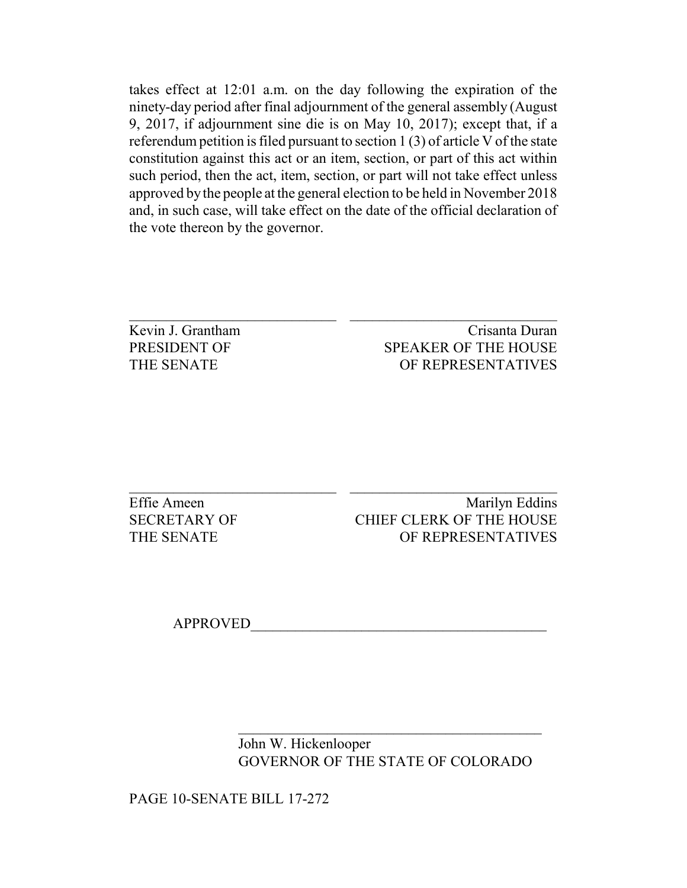takes effect at 12:01 a.m. on the day following the expiration of the ninety-day period after final adjournment of the general assembly (August 9, 2017, if adjournment sine die is on May 10, 2017); except that, if a referendum petition is filed pursuant to section 1 (3) of article V of the state constitution against this act or an item, section, or part of this act within such period, then the act, item, section, or part will not take effect unless approved by the people at the general election to be held in November 2018 and, in such case, will take effect on the date of the official declaration of the vote thereon by the governor.

| | |
|---|---|
| \_\_\_\_\_\_\_\_\_\_\_\_\_\_\_\_\_\_\_\_\_\_\_\_\_\_\_\_ | \_\_\_\_\_\_\_\_\_\_\_\_\_\_\_\_\_\_\_\_\_\_\_\_\_\_\_\_ |
| Kevin J. Grantham<br>PRESIDENT OF<br>THE SENATE | Crisanta Duran<br>SPEAKER OF THE HOUSE<br>OF REPRESENTATIVES |
| \_\_\_\_\_\_\_\_\_\_\_\_\_\_\_\_\_\_\_\_\_\_\_\_\_\_\_\_ | \_\_\_\_\_\_\_\_\_\_\_\_\_\_\_\_\_\_\_\_\_\_\_\_\_\_\_\_ |
| Effie Ameen<br>SECRETARY OF<br>THE SENATE | Marilyn Eddins<br>CHIEF CLERK OF THE HOUSE<br>OF REPRESENTATIVES |

APPROVED\_\_\_\_\_\_\_\_\_\_\_\_\_\_\_\_\_\_\_\_\_\_\_\_\_\_\_\_\_\_\_\_\_\_\_\_\_\_\_\_

\_\_\_\_\_\_\_\_\_\_\_\_\_\_\_\_\_\_\_\_\_\_\_\_\_\_\_\_\_\_\_\_\_\_\_\_\_\_\_\_

John W. Hickenlooper
GOVERNOR OF THE STATE OF COLORADO

PAGE 10-SENATE BILL 17-272